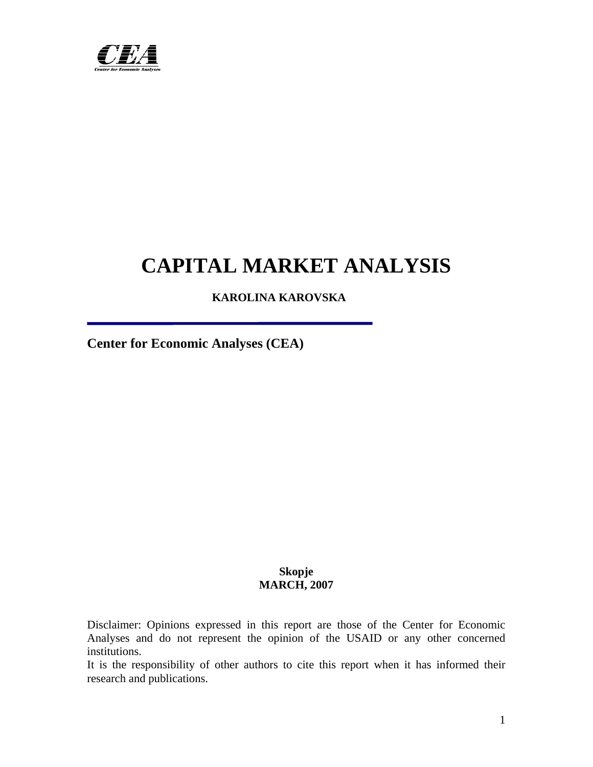# CAPITAL MARKET ANALYSIS

**KAROLINA KAROVSKA**

**Center for Economic Analyses (CEA)**

**Skopje**
**MARCH, 2007**

Disclaimer: Opinions expressed in this report are those of the Center for Economic Analyses and do not represent the opinion of the USAID or any other concerned institutions.
It is the responsibility of other authors to cite this report when it has informed their research and publications.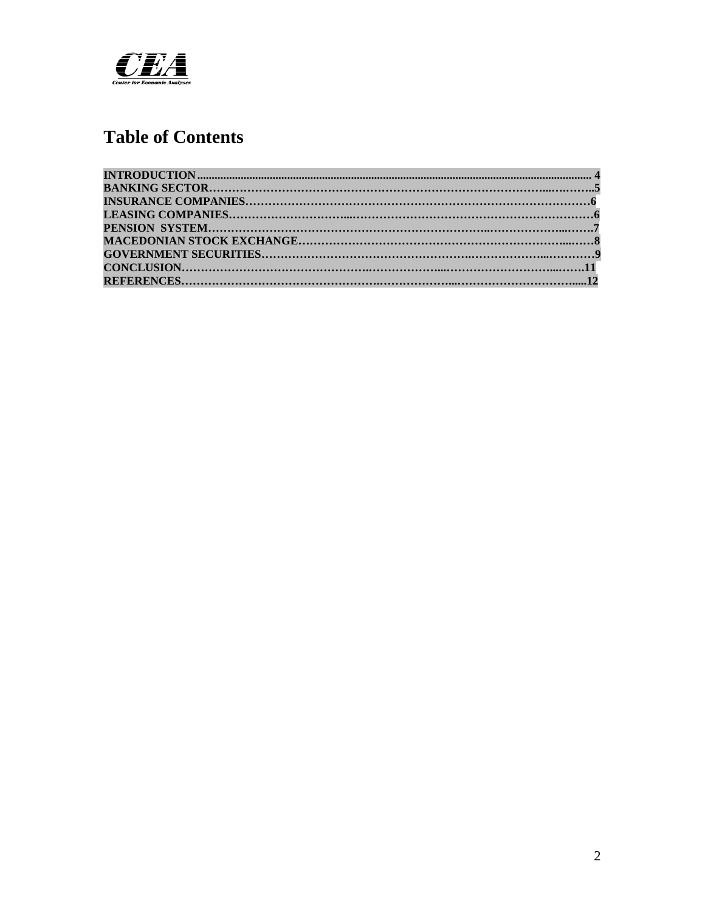# Table of Contents

INTRODUCTION ........................................................................ 4
BANKING SECTOR .................................................................... 5
INSURANCE COMPANIES ............................................................ 6
LEASING COMPANIES .................................................................. 6
PENSION SYSTEM ......................................................................... 7
MACEDONIAN STOCK EXCHANGE .............................................. 8
GOVERNMENT SECURITIES ........................................................ 9
CONCLUSION ............................................................................. 11
REFERENCES ............................................................................. 12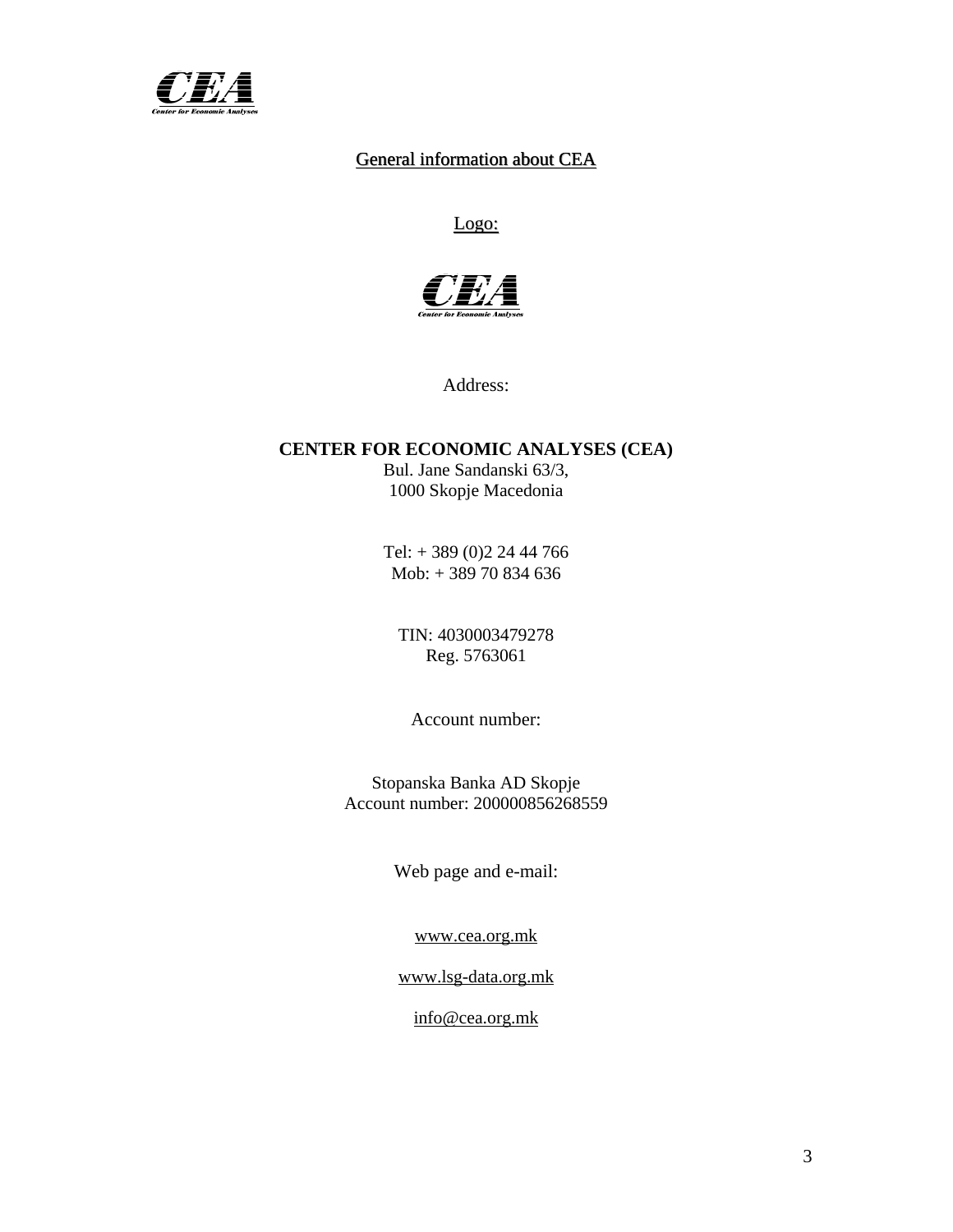## General information about CEA

Logo:

Address:

**CENTER FOR ECONOMIC ANALYSES (CEA)**
Bul. Jane Sandanski 63/3,
1000 Skopje Macedonia

Tel: + 389 (0)2 24 44 766
Mob: + 389 70 834 636

TIN: 4030003479278
Reg. 5763061

Account number:

Stopanska Banka AD Skopje
Account number: 200000856268559

Web page and e-mail:

www.cea.org.mk

www.lsg-data.org.mk

info@cea.org.mk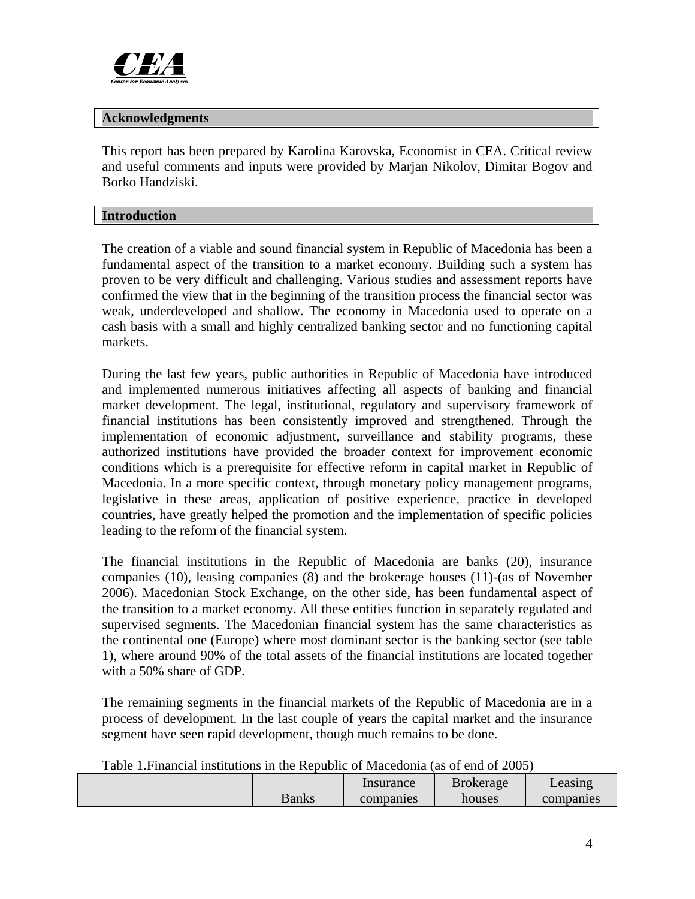## Acknowledgments

This report has been prepared by Karolina Karovska, Economist in CEA. Critical review and useful comments and inputs were provided by Marjan Nikolov, Dimitar Bogov and Borko Handziski.

## Introduction

The creation of a viable and sound financial system in Republic of Macedonia has been a fundamental aspect of the transition to a market economy. Building such a system has proven to be very difficult and challenging. Various studies and assessment reports have confirmed the view that in the beginning of the transition process the financial sector was weak, underdeveloped and shallow. The economy in Macedonia used to operate on a cash basis with a small and highly centralized banking sector and no functioning capital markets.

During the last few years, public authorities in Republic of Macedonia have introduced and implemented numerous initiatives affecting all aspects of banking and financial market development. The legal, institutional, regulatory and supervisory framework of financial institutions has been consistently improved and strengthened. Through the implementation of economic adjustment, surveillance and stability programs, these authorized institutions have provided the broader context for improvement economic conditions which is a prerequisite for effective reform in capital market in Republic of Macedonia. In a more specific context, through monetary policy management programs, legislative in these areas, application of positive experience, practice in developed countries, have greatly helped the promotion and the implementation of specific policies leading to the reform of the financial system.

The financial institutions in the Republic of Macedonia are banks (20), insurance companies (10), leasing companies (8) and the brokerage houses (11)-(as of November 2006). Macedonian Stock Exchange, on the other side, has been fundamental aspect of the transition to a market economy. All these entities function in separately regulated and supervised segments. The Macedonian financial system has the same characteristics as the continental one (Europe) where most dominant sector is the banking sector (see table 1), where around 90% of the total assets of the financial institutions are located together with a 50% share of GDP.

The remaining segments in the financial markets of the Republic of Macedonia are in a process of development. In the last couple of years the capital market and the insurance segment have seen rapid development, though much remains to be done.

Table 1.Financial institutions in the Republic of Macedonia (as of end of 2005)

| | Banks | Insurance companies | Brokerage houses | Leasing companies |
|---|---|---|---|---|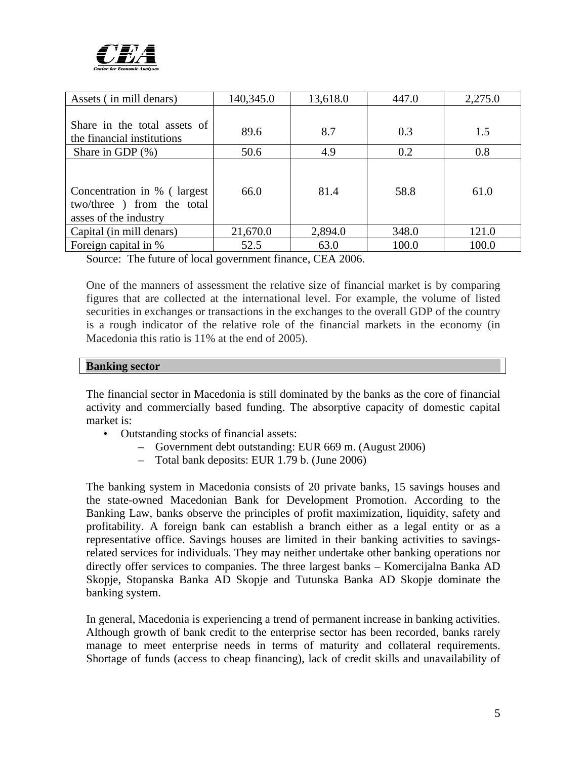| Assets ( in mill denars) | 140,345.0 | 13,618.0 | 447.0 | 2,275.0 |
|---|---|---|---|---|
| Share in the total assets of the financial institutions | 89.6 | 8.7 | 0.3 | 1.5 |
| Share in GDP (%) | 50.6 | 4.9 | 0.2 | 0.8 |
| Concentration in % ( largest two/three ) from the total asses of the industry | 66.0 | 81.4 | 58.8 | 61.0 |
| Capital (in mill denars) | 21,670.0 | 2,894.0 | 348.0 | 121.0 |
| Foreign capital in % | 52.5 | 63.0 | 100.0 | 100.0 |

Source: The future of local government finance, CEA 2006.

One of the manners of assessment the relative size of financial market is by comparing figures that are collected at the international level. For example, the volume of listed securities in exchanges or transactions in the exchanges to the overall GDP of the country is a rough indicator of the relative role of the financial markets in the economy (in Macedonia this ratio is 11% at the end of 2005).

## Banking sector

The financial sector in Macedonia is still dominated by the banks as the core of financial activity and commercially based funding. The absorptive capacity of domestic capital market is:

- Outstanding stocks of financial assets:
  - Government debt outstanding: EUR 669 m. (August 2006)
  - Total bank deposits: EUR 1.79 b. (June 2006)

The banking system in Macedonia consists of 20 private banks, 15 savings houses and the state-owned Macedonian Bank for Development Promotion. According to the Banking Law, banks observe the principles of profit maximization, liquidity, safety and profitability. A foreign bank can establish a branch either as a legal entity or as a representative office. Savings houses are limited in their banking activities to savings-related services for individuals. They may neither undertake other banking operations nor directly offer services to companies. The three largest banks – Komercijalna Banka AD Skopje, Stopanska Banka AD Skopje and Tutunska Banka AD Skopje dominate the banking system.

In general, Macedonia is experiencing a trend of permanent increase in banking activities. Although growth of bank credit to the enterprise sector has been recorded, banks rarely manage to meet enterprise needs in terms of maturity and collateral requirements. Shortage of funds (access to cheap financing), lack of credit skills and unavailability of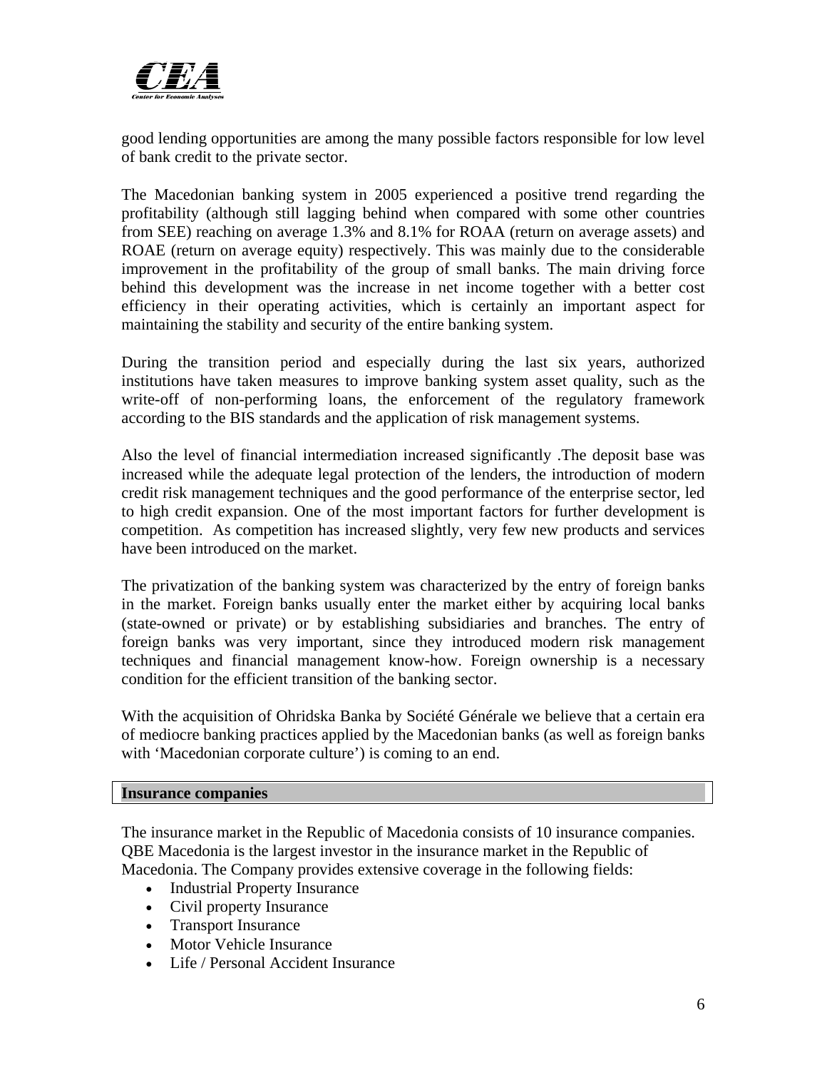good lending opportunities are among the many possible factors responsible for low level of bank credit to the private sector.

The Macedonian banking system in 2005 experienced a positive trend regarding the profitability (although still lagging behind when compared with some other countries from SEE) reaching on average 1.3% and 8.1% for ROAA (return on average assets) and ROAE (return on average equity) respectively. This was mainly due to the considerable improvement in the profitability of the group of small banks. The main driving force behind this development was the increase in net income together with a better cost efficiency in their operating activities, which is certainly an important aspect for maintaining the stability and security of the entire banking system.

During the transition period and especially during the last six years, authorized institutions have taken measures to improve banking system asset quality, such as the write-off of non-performing loans, the enforcement of the regulatory framework according to the BIS standards and the application of risk management systems.

Also the level of financial intermediation increased significantly .The deposit base was increased while the adequate legal protection of the lenders, the introduction of modern credit risk management techniques and the good performance of the enterprise sector, led to high credit expansion. One of the most important factors for further development is competition. As competition has increased slightly, very few new products and services have been introduced on the market.

The privatization of the banking system was characterized by the entry of foreign banks in the market. Foreign banks usually enter the market either by acquiring local banks (state-owned or private) or by establishing subsidiaries and branches. The entry of foreign banks was very important, since they introduced modern risk management techniques and financial management know-how. Foreign ownership is a necessary condition for the efficient transition of the banking sector.

With the acquisition of Ohridska Banka by Société Générale we believe that a certain era of mediocre banking practices applied by the Macedonian banks (as well as foreign banks with 'Macedonian corporate culture') is coming to an end.

**Insurance companies**

The insurance market in the Republic of Macedonia consists of 10 insurance companies. QBE Macedonia is the largest investor in the insurance market in the Republic of Macedonia. The Company provides extensive coverage in the following fields:

- Industrial Property Insurance
- Civil property Insurance
- Transport Insurance
- Motor Vehicle Insurance
- Life / Personal Accident Insurance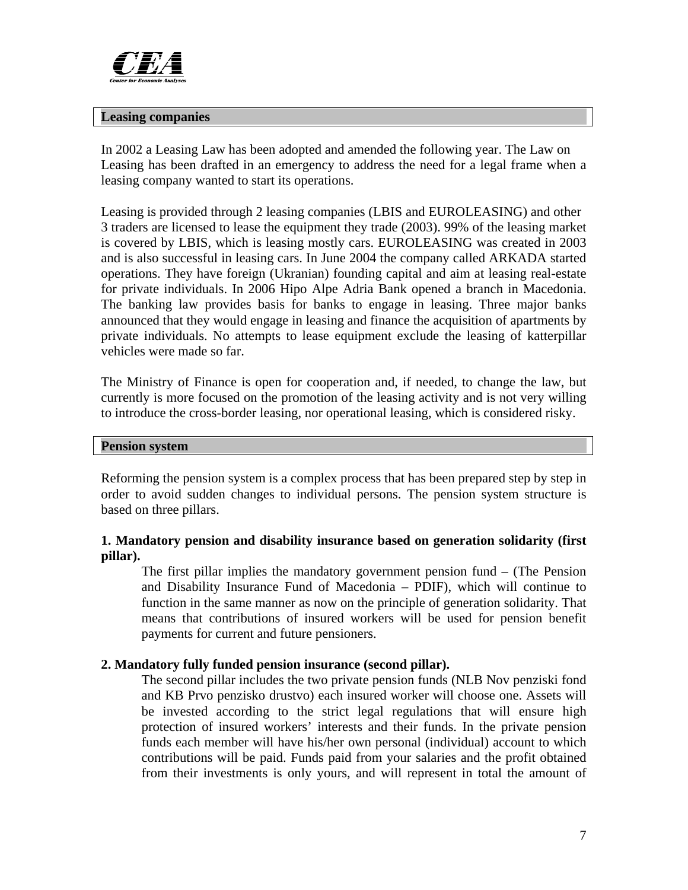## Leasing companies

In 2002 a Leasing Law has been adopted and amended the following year. The Law on Leasing has been drafted in an emergency to address the need for a legal frame when a leasing company wanted to start its operations.

Leasing is provided through 2 leasing companies (LBIS and EUROLEASING) and other 3 traders are licensed to lease the equipment they trade (2003). 99% of the leasing market is covered by LBIS, which is leasing mostly cars. EUROLEASING was created in 2003 and is also successful in leasing cars. In June 2004 the company called ARKADA started operations. They have foreign (Ukranian) founding capital and aim at leasing real-estate for private individuals. In 2006 Hipo Alpe Adria Bank opened a branch in Macedonia. The banking law provides basis for banks to engage in leasing. Three major banks announced that they would engage in leasing and finance the acquisition of apartments by private individuals. No attempts to lease equipment exclude the leasing of katterpillar vehicles were made so far.

The Ministry of Finance is open for cooperation and, if needed, to change the law, but currently is more focused on the promotion of the leasing activity and is not very willing to introduce the cross-border leasing, nor operational leasing, which is considered risky.

## Pension system

Reforming the pension system is a complex process that has been prepared step by step in order to avoid sudden changes to individual persons. The pension system structure is based on three pillars.

**1. Mandatory pension and disability insurance based on generation solidarity (first pillar).**

The first pillar implies the mandatory government pension fund – (The Pension and Disability Insurance Fund of Macedonia – PDIF), which will continue to function in the same manner as now on the principle of generation solidarity. That means that contributions of insured workers will be used for pension benefit payments for current and future pensioners.

**2. Mandatory fully funded pension insurance (second pillar).**

The second pillar includes the two private pension funds (NLB Nov penziski fond and KB Prvo penzisko drustvo) each insured worker will choose one. Assets will be invested according to the strict legal regulations that will ensure high protection of insured workers' interests and their funds. In the private pension funds each member will have his/her own personal (individual) account to which contributions will be paid. Funds paid from your salaries and the profit obtained from their investments is only yours, and will represent in total the amount of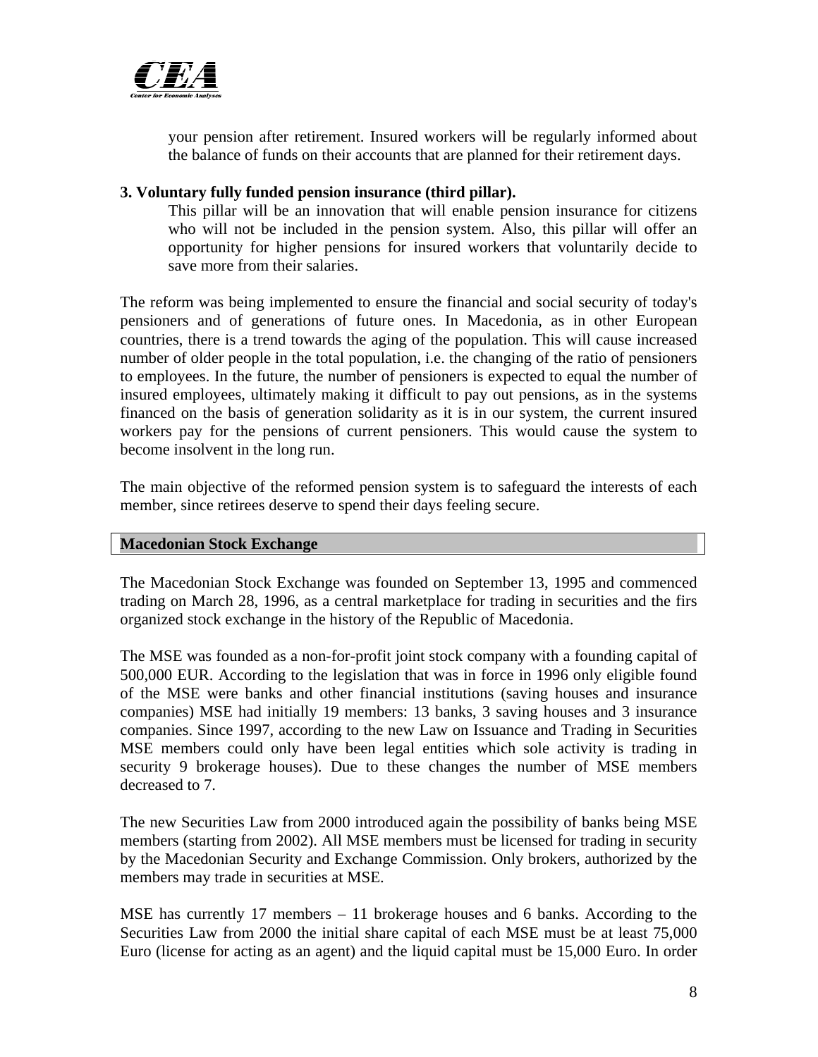your pension after retirement. Insured workers will be regularly informed about the balance of funds on their accounts that are planned for their retirement days.

**3. Voluntary fully funded pension insurance (third pillar).**

This pillar will be an innovation that will enable pension insurance for citizens who will not be included in the pension system. Also, this pillar will offer an opportunity for higher pensions for insured workers that voluntarily decide to save more from their salaries.

The reform was being implemented to ensure the financial and social security of today's pensioners and of generations of future ones. In Macedonia, as in other European countries, there is a trend towards the aging of the population. This will cause increased number of older people in the total population, i.e. the changing of the ratio of pensioners to employees. In the future, the number of pensioners is expected to equal the number of insured employees, ultimately making it difficult to pay out pensions, as in the systems financed on the basis of generation solidarity as it is in our system, the current insured workers pay for the pensions of current pensioners. This would cause the system to become insolvent in the long run.

The main objective of the reformed pension system is to safeguard the interests of each member, since retirees deserve to spend their days feeling secure.

## Macedonian Stock Exchange

The Macedonian Stock Exchange was founded on September 13, 1995 and commenced trading on March 28, 1996, as a central marketplace for trading in securities and the firs organized stock exchange in the history of the Republic of Macedonia.

The MSE was founded as a non-for-profit joint stock company with a founding capital of 500,000 EUR. According to the legislation that was in force in 1996 only eligible found of the MSE were banks and other financial institutions (saving houses and insurance companies) MSE had initially 19 members: 13 banks, 3 saving houses and 3 insurance companies. Since 1997, according to the new Law on Issuance and Trading in Securities MSE members could only have been legal entities which sole activity is trading in security 9 brokerage houses). Due to these changes the number of MSE members decreased to 7.

The new Securities Law from 2000 introduced again the possibility of banks being MSE members (starting from 2002). All MSE members must be licensed for trading in security by the Macedonian Security and Exchange Commission. Only brokers, authorized by the members may trade in securities at MSE.

MSE has currently 17 members – 11 brokerage houses and 6 banks. According to the Securities Law from 2000 the initial share capital of each MSE must be at least 75,000 Euro (license for acting as an agent) and the liquid capital must be 15,000 Euro. In order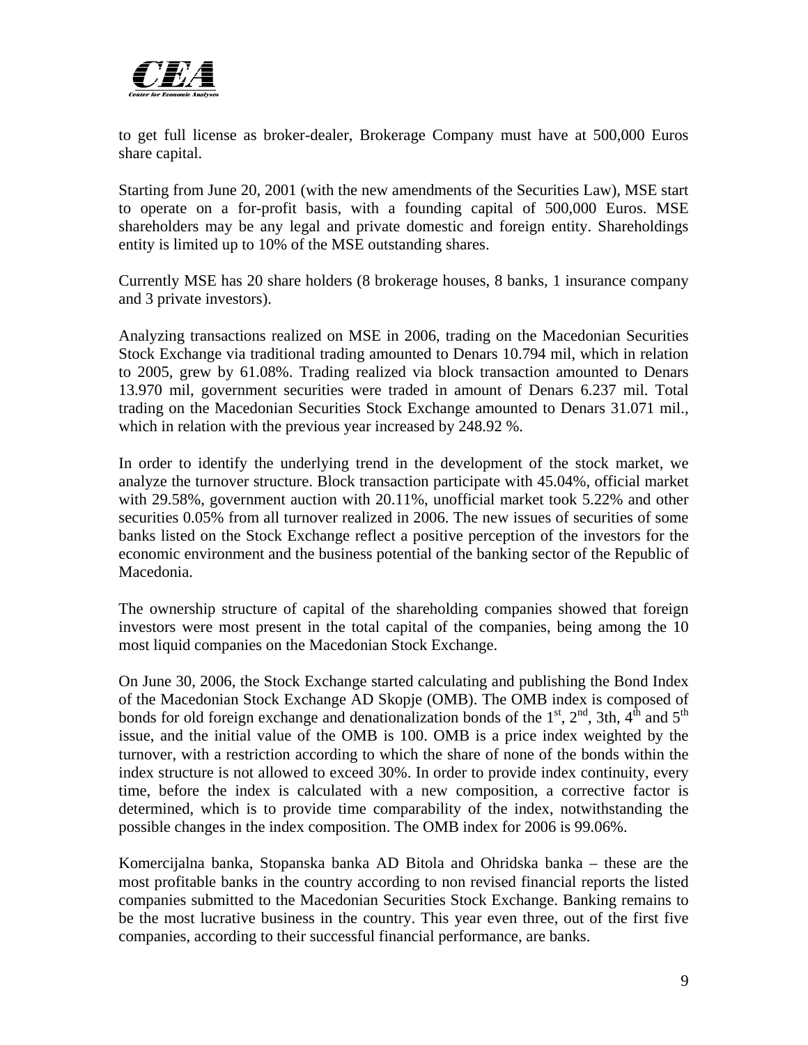to get full license as broker-dealer, Brokerage Company must have at 500,000 Euros share capital.

Starting from June 20, 2001 (with the new amendments of the Securities Law), MSE start to operate on a for-profit basis, with a founding capital of 500,000 Euros. MSE shareholders may be any legal and private domestic and foreign entity. Shareholdings entity is limited up to 10% of the MSE outstanding shares.

Currently MSE has 20 share holders (8 brokerage houses, 8 banks, 1 insurance company and 3 private investors).

Analyzing transactions realized on MSE in 2006, trading on the Macedonian Securities Stock Exchange via traditional trading amounted to Denars 10.794 mil, which in relation to 2005, grew by 61.08%. Trading realized via block transaction amounted to Denars 13.970 mil, government securities were traded in amount of Denars 6.237 mil. Total trading on the Macedonian Securities Stock Exchange amounted to Denars 31.071 mil., which in relation with the previous year increased by 248.92 %.

In order to identify the underlying trend in the development of the stock market, we analyze the turnover structure. Block transaction participate with 45.04%, official market with 29.58%, government auction with 20.11%, unofficial market took 5.22% and other securities 0.05% from all turnover realized in 2006. The new issues of securities of some banks listed on the Stock Exchange reflect a positive perception of the investors for the economic environment and the business potential of the banking sector of the Republic of Macedonia.

The ownership structure of capital of the shareholding companies showed that foreign investors were most present in the total capital of the companies, being among the 10 most liquid companies on the Macedonian Stock Exchange.

On June 30, 2006, the Stock Exchange started calculating and publishing the Bond Index of the Macedonian Stock Exchange AD Skopje (OMB). The OMB index is composed of bonds for old foreign exchange and denationalization bonds of the 1st, 2nd, 3th, 4th and 5th issue, and the initial value of the OMB is 100. OMB is a price index weighted by the turnover, with a restriction according to which the share of none of the bonds within the index structure is not allowed to exceed 30%. In order to provide index continuity, every time, before the index is calculated with a new composition, a corrective factor is determined, which is to provide time comparability of the index, notwithstanding the possible changes in the index composition. The OMB index for 2006 is 99.06%.

Komercijalna banka, Stopanska banka AD Bitola and Ohridska banka – these are the most profitable banks in the country according to non revised financial reports the listed companies submitted to the Macedonian Securities Stock Exchange. Banking remains to be the most lucrative business in the country. This year even three, out of the first five companies, according to their successful financial performance, are banks.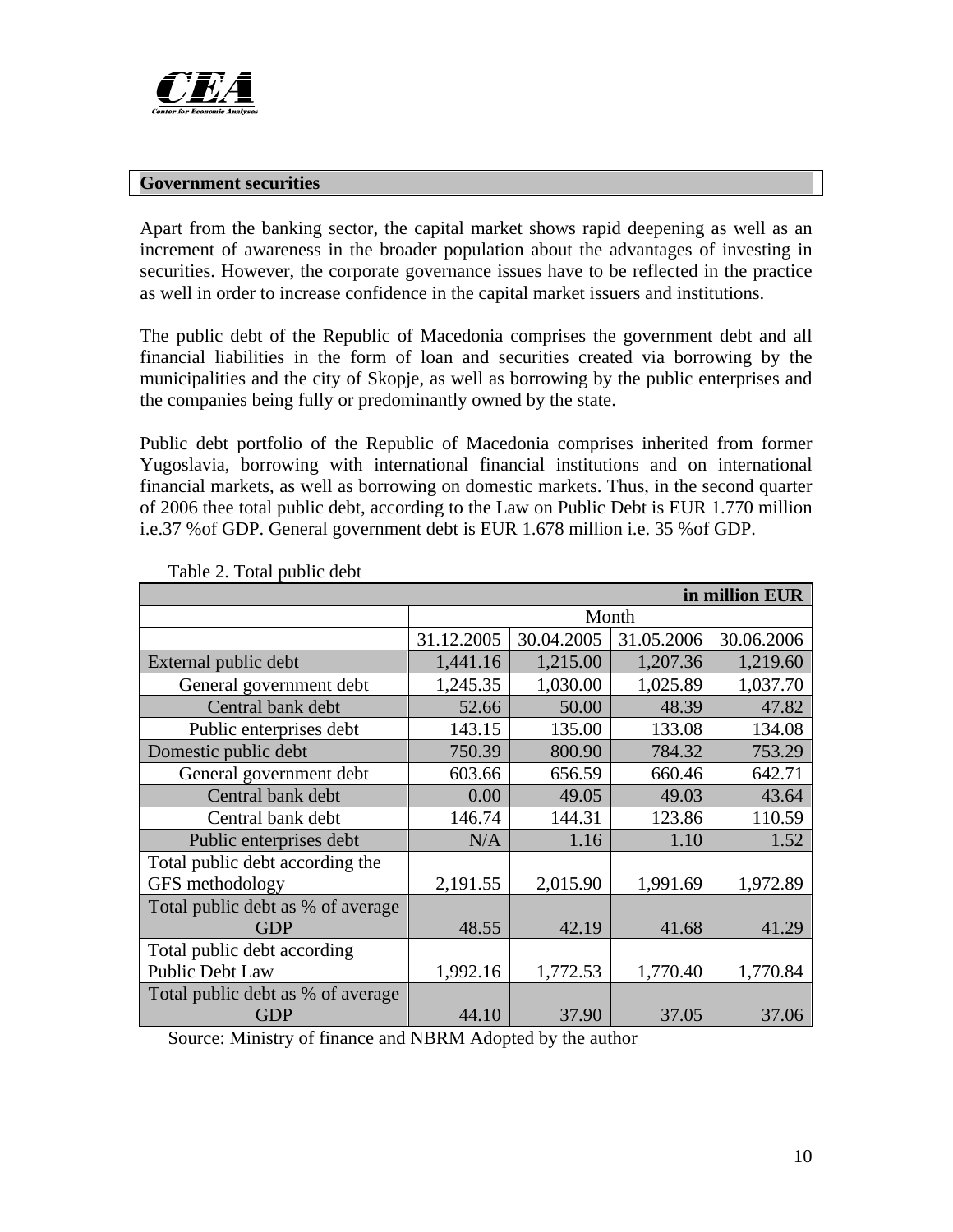## Government securities

Apart from the banking sector, the capital market shows rapid deepening as well as an increment of awareness in the broader population about the advantages of investing in securities. However, the corporate governance issues have to be reflected in the practice as well in order to increase confidence in the capital market issuers and institutions.

The public debt of the Republic of Macedonia comprises the government debt and all financial liabilities in the form of loan and securities created via borrowing by the municipalities and the city of Skopje, as well as borrowing by the public enterprises and the companies being fully or predominantly owned by the state.

Public debt portfolio of the Republic of Macedonia comprises inherited from former Yugoslavia, borrowing with international financial institutions and on international financial markets, as well as borrowing on domestic markets. Thus, in the second quarter of 2006 thee total public debt, according to the Law on Public Debt is EUR 1.770 million i.e.37 %of GDP. General government debt is EUR 1.678 million i.e. 35 %of GDP.

Table 2. Total public debt

| | **in million EUR** | | | |
|---|---|---|---|---|
| | Month | | | |
| | 31.12.2005 | 30.04.2005 | 31.05.2006 | 30.06.2006 |
| External public debt | 1,441.16 | 1,215.00 | 1,207.36 | 1,219.60 |
| General government debt | 1,245.35 | 1,030.00 | 1,025.89 | 1,037.70 |
| Central bank debt | 52.66 | 50.00 | 48.39 | 47.82 |
| Public enterprises debt | 143.15 | 135.00 | 133.08 | 134.08 |
| Domestic public debt | 750.39 | 800.90 | 784.32 | 753.29 |
| General government debt | 603.66 | 656.59 | 660.46 | 642.71 |
| Central bank debt | 0.00 | 49.05 | 49.03 | 43.64 |
| Central bank debt | 146.74 | 144.31 | 123.86 | 110.59 |
| Public enterprises debt | N/A | 1.16 | 1.10 | 1.52 |
| Total public debt according the GFS methodology | 2,191.55 | 2,015.90 | 1,991.69 | 1,972.89 |
| Total public debt as % of average GDP | 48.55 | 42.19 | 41.68 | 41.29 |
| Total public debt according Public Debt Law | 1,992.16 | 1,772.53 | 1,770.40 | 1,770.84 |
| Total public debt as % of average GDP | 44.10 | 37.90 | 37.05 | 37.06 |

Source: Ministry of finance and NBRM Adopted by the author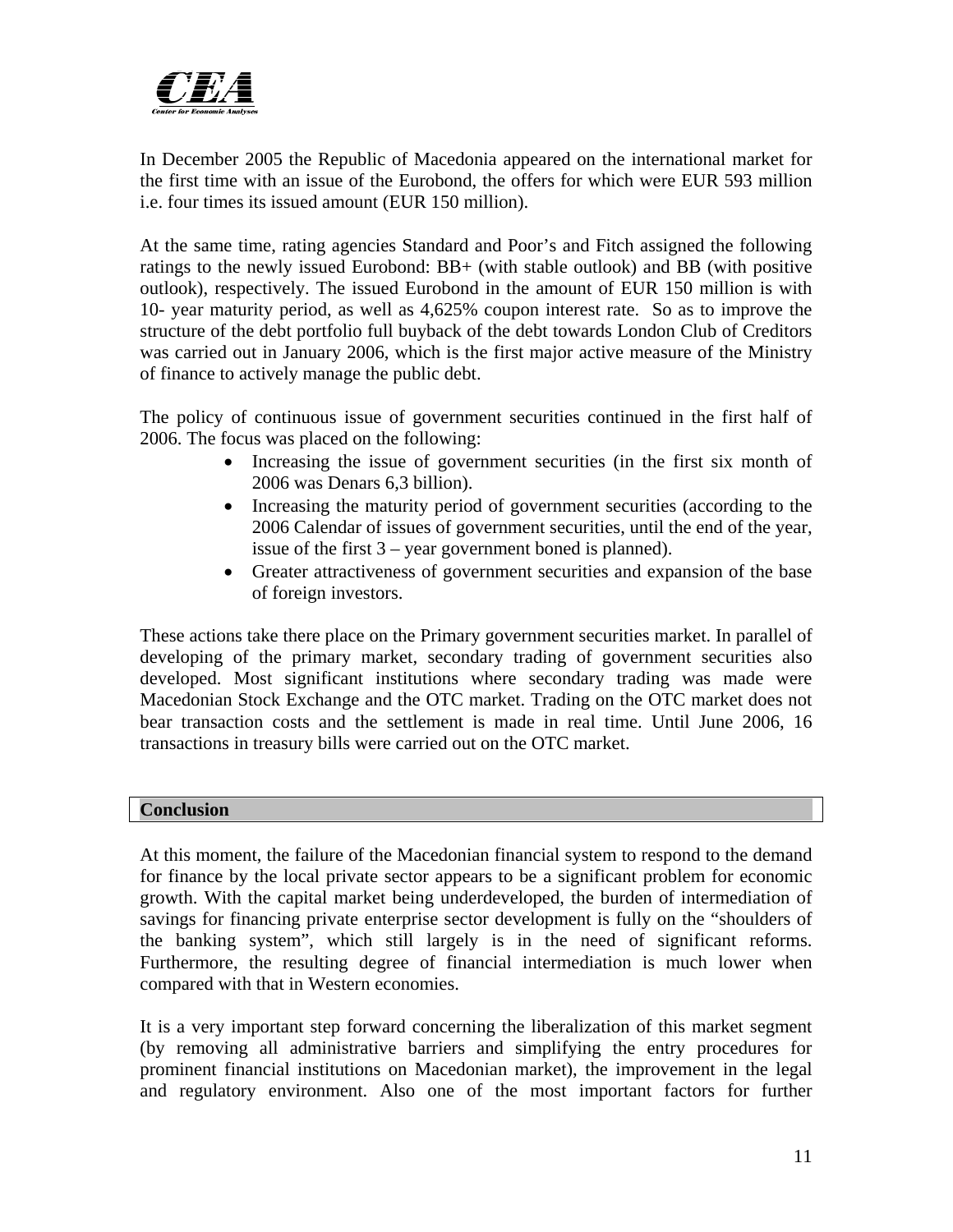In December 2005 the Republic of Macedonia appeared on the international market for the first time with an issue of the Eurobond, the offers for which were EUR 593 million i.e. four times its issued amount (EUR 150 million).

At the same time, rating agencies Standard and Poor's and Fitch assigned the following ratings to the newly issued Eurobond: BB+ (with stable outlook) and BB (with positive outlook), respectively. The issued Eurobond in the amount of EUR 150 million is with 10- year maturity period, as well as 4,625% coupon interest rate. So as to improve the structure of the debt portfolio full buyback of the debt towards London Club of Creditors was carried out in January 2006, which is the first major active measure of the Ministry of finance to actively manage the public debt.

The policy of continuous issue of government securities continued in the first half of 2006. The focus was placed on the following:

- Increasing the issue of government securities (in the first six month of 2006 was Denars 6,3 billion).
- Increasing the maturity period of government securities (according to the 2006 Calendar of issues of government securities, until the end of the year, issue of the first 3 – year government boned is planned).
- Greater attractiveness of government securities and expansion of the base of foreign investors.

These actions take there place on the Primary government securities market. In parallel of developing of the primary market, secondary trading of government securities also developed. Most significant institutions where secondary trading was made were Macedonian Stock Exchange and the OTC market. Trading on the OTC market does not bear transaction costs and the settlement is made in real time. Until June 2006, 16 transactions in treasury bills were carried out on the OTC market.

## Conclusion

At this moment, the failure of the Macedonian financial system to respond to the demand for finance by the local private sector appears to be a significant problem for economic growth. With the capital market being underdeveloped, the burden of intermediation of savings for financing private enterprise sector development is fully on the "shoulders of the banking system", which still largely is in the need of significant reforms. Furthermore, the resulting degree of financial intermediation is much lower when compared with that in Western economies.

It is a very important step forward concerning the liberalization of this market segment (by removing all administrative barriers and simplifying the entry procedures for prominent financial institutions on Macedonian market), the improvement in the legal and regulatory environment. Also one of the most important factors for further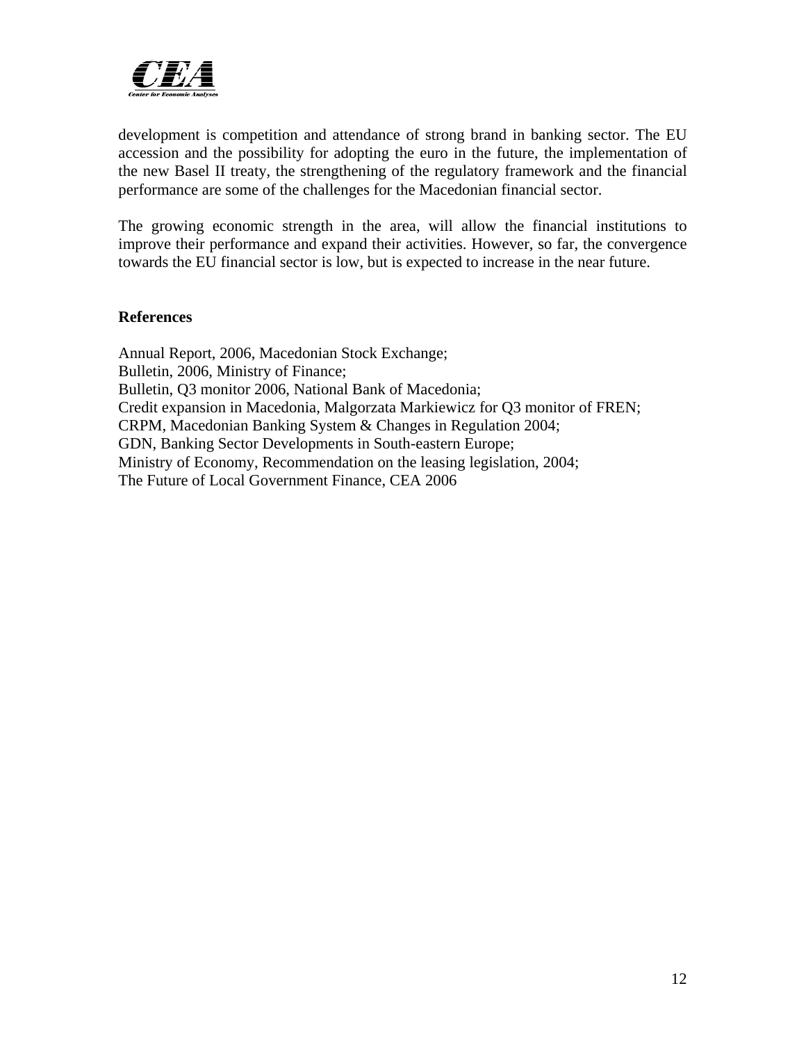development is competition and attendance of strong brand in banking sector. The EU accession and the possibility for adopting the euro in the future, the implementation of the new Basel II treaty, the strengthening of the regulatory framework and the financial performance are some of the challenges for the Macedonian financial sector.

The growing economic strength in the area, will allow the financial institutions to improve their performance and expand their activities. However, so far, the convergence towards the EU financial sector is low, but is expected to increase in the near future.

**References**

Annual Report, 2006, Macedonian Stock Exchange;
Bulletin, 2006, Ministry of Finance;
Bulletin, Q3 monitor 2006, National Bank of Macedonia;
Credit expansion in Macedonia, Malgorzata Markiewicz for Q3 monitor of FREN;
CRPM, Macedonian Banking System & Changes in Regulation 2004;
GDN, Banking Sector Developments in South-eastern Europe;
Ministry of Economy, Recommendation on the leasing legislation, 2004;
The Future of Local Government Finance, CEA 2006